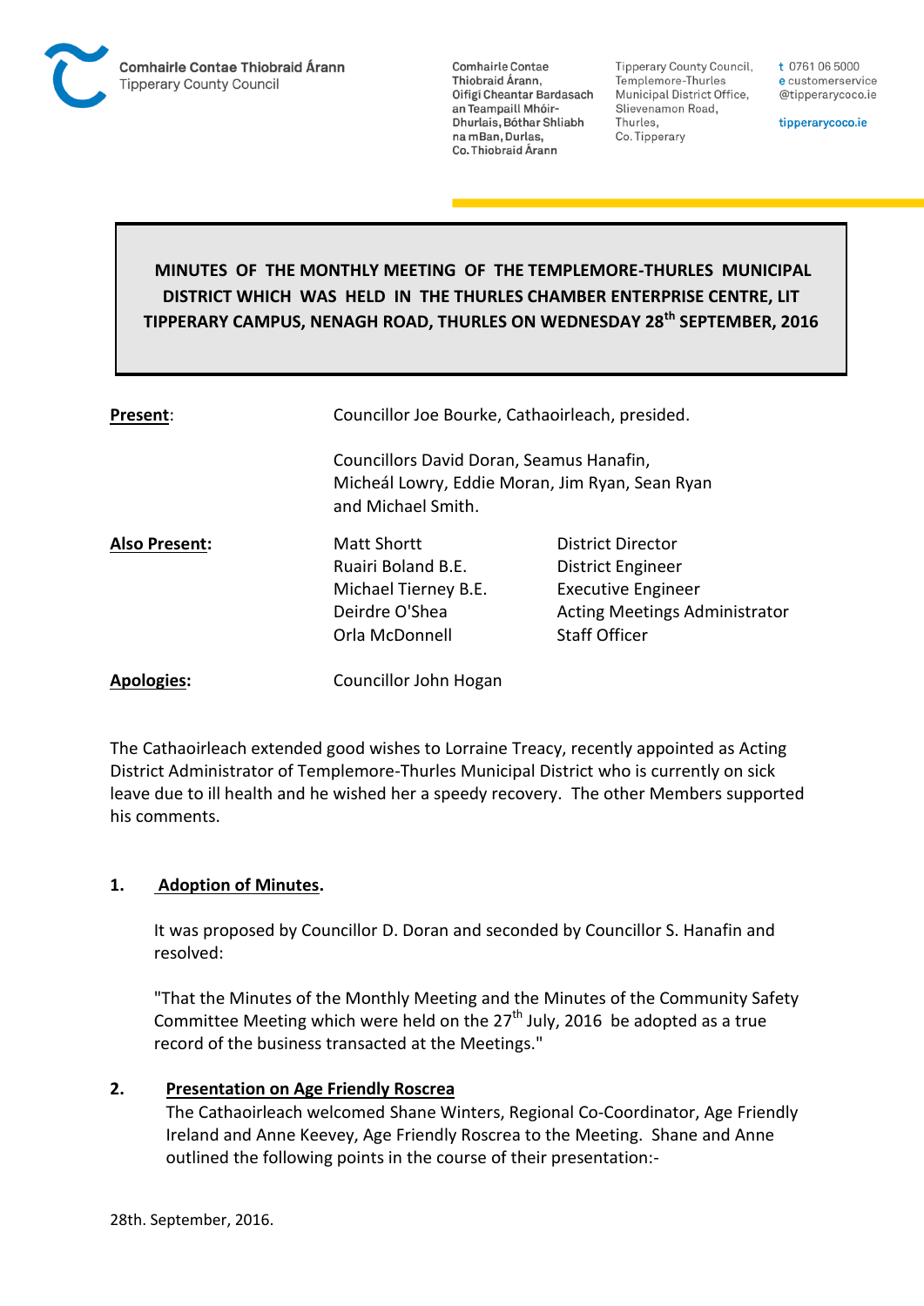Comhairle Contae Thiobraid Árann
Tipperary County Council

Comhairle Contae Thiobraid Árann, Oifigí Cheantar Bardasach an Teampaill Mhóir-Dhurlais, Bóthar Shliabh na mBan, Durlas, Co. Thiobraid Árann

Tipperary County Council, Templemore-Thurles Municipal District Office, Slievenamon Road, Thurles, Co. Tipperary

t 0761 06 5000
e customerservice
@tipperarycoco.ie

tipperarycoco.ie

# MINUTES OF THE MONTHLY MEETING OF THE TEMPLEMORE-THURLES MUNICIPAL DISTRICT WHICH WAS HELD IN THE THURLES CHAMBER ENTERPRISE CENTRE, LIT TIPPERARY CAMPUS, NENAGH ROAD, THURLES ON WEDNESDAY 28th SEPTEMBER, 2016

**Present**: Councillor Joe Bourke, Cathaoirleach, presided.

Councillors David Doran, Seamus Hanafin, Micheál Lowry, Eddie Moran, Jim Ryan, Sean Ryan and Michael Smith.

**Also Present:**

| | |
|---|---|
| Matt Shortt | District Director |
| Ruairi Boland B.E. | District Engineer |
| Michael Tierney B.E. | Executive Engineer |
| Deirdre O'Shea | Acting Meetings Administrator |
| Orla McDonnell | Staff Officer |

**Apologies:** Councillor John Hogan

The Cathaoirleach extended good wishes to Lorraine Treacy, recently appointed as Acting District Administrator of Templemore-Thurles Municipal District who is currently on sick leave due to ill health and he wished her a speedy recovery. The other Members supported his comments.

## 1. Adoption of Minutes.

It was proposed by Councillor D. Doran and seconded by Councillor S. Hanafin and resolved:

"That the Minutes of the Monthly Meeting and the Minutes of the Community Safety Committee Meeting which were held on the 27th July, 2016 be adopted as a true record of the business transacted at the Meetings."

## 2. Presentation on Age Friendly Roscrea

The Cathaoirleach welcomed Shane Winters, Regional Co-Coordinator, Age Friendly Ireland and Anne Keevey, Age Friendly Roscrea to the Meeting. Shane and Anne outlined the following points in the course of their presentation:-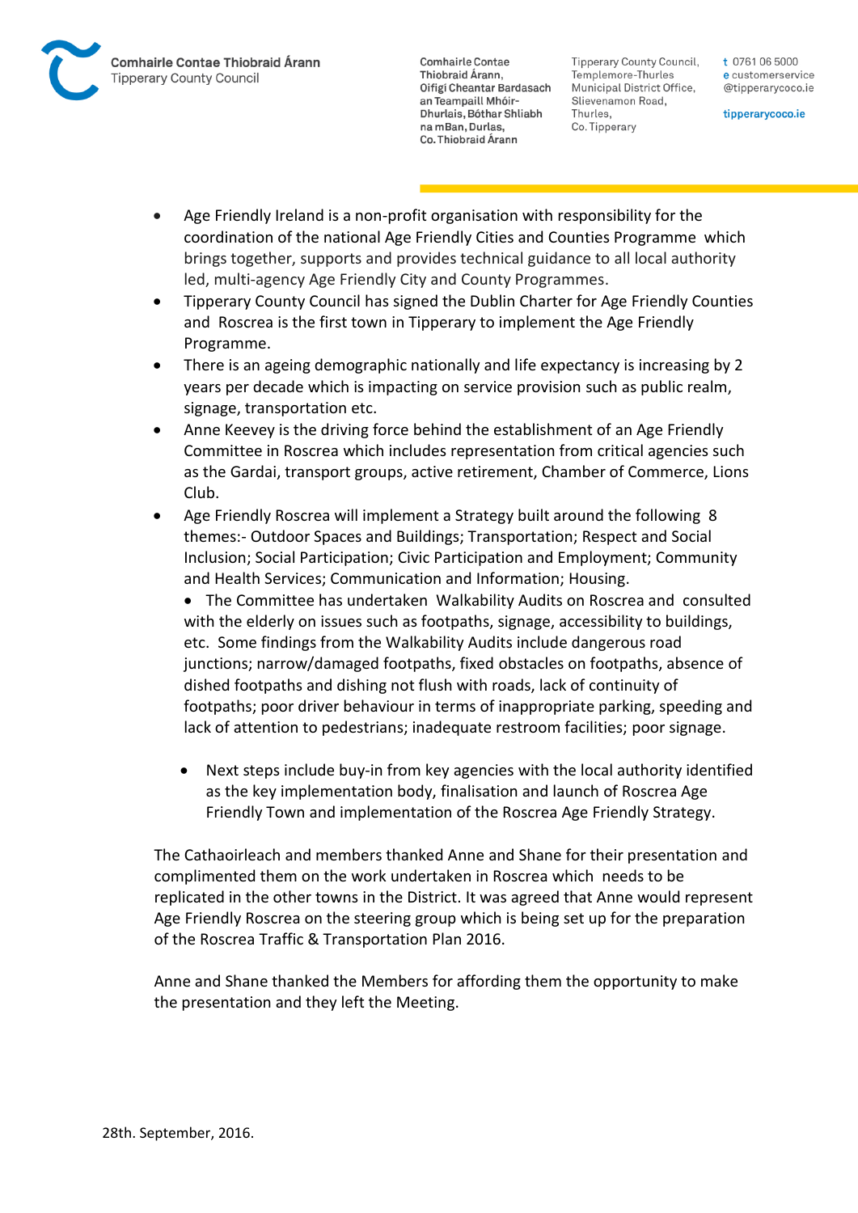- Age Friendly Ireland is a non-profit organisation with responsibility for the coordination of the national Age Friendly Cities and Counties Programme which brings together, supports and provides technical guidance to all local authority led, multi-agency Age Friendly City and County Programmes.
- Tipperary County Council has signed the Dublin Charter for Age Friendly Counties and Roscrea is the first town in Tipperary to implement the Age Friendly Programme.
- There is an ageing demographic nationally and life expectancy is increasing by 2 years per decade which is impacting on service provision such as public realm, signage, transportation etc.
- Anne Keevey is the driving force behind the establishment of an Age Friendly Committee in Roscrea which includes representation from critical agencies such as the Gardai, transport groups, active retirement, Chamber of Commerce, Lions Club.
- Age Friendly Roscrea will implement a Strategy built around the following 8 themes:- Outdoor Spaces and Buildings; Transportation; Respect and Social Inclusion; Social Participation; Civic Participation and Employment; Community and Health Services; Communication and Information; Housing.
  - The Committee has undertaken Walkability Audits on Roscrea and consulted with the elderly on issues such as footpaths, signage, accessibility to buildings, etc. Some findings from the Walkability Audits include dangerous road junctions; narrow/damaged footpaths, fixed obstacles on footpaths, absence of dished footpaths and dishing not flush with roads, lack of continuity of footpaths; poor driver behaviour in terms of inappropriate parking, speeding and lack of attention to pedestrians; inadequate restroom facilities; poor signage.
  - Next steps include buy-in from key agencies with the local authority identified as the key implementation body, finalisation and launch of Roscrea Age Friendly Town and implementation of the Roscrea Age Friendly Strategy.

The Cathaoirleach and members thanked Anne and Shane for their presentation and complimented them on the work undertaken in Roscrea which needs to be replicated in the other towns in the District. It was agreed that Anne would represent Age Friendly Roscrea on the steering group which is being set up for the preparation of the Roscrea Traffic & Transportation Plan 2016.

Anne and Shane thanked the Members for affording them the opportunity to make the presentation and they left the Meeting.

28th. September, 2016.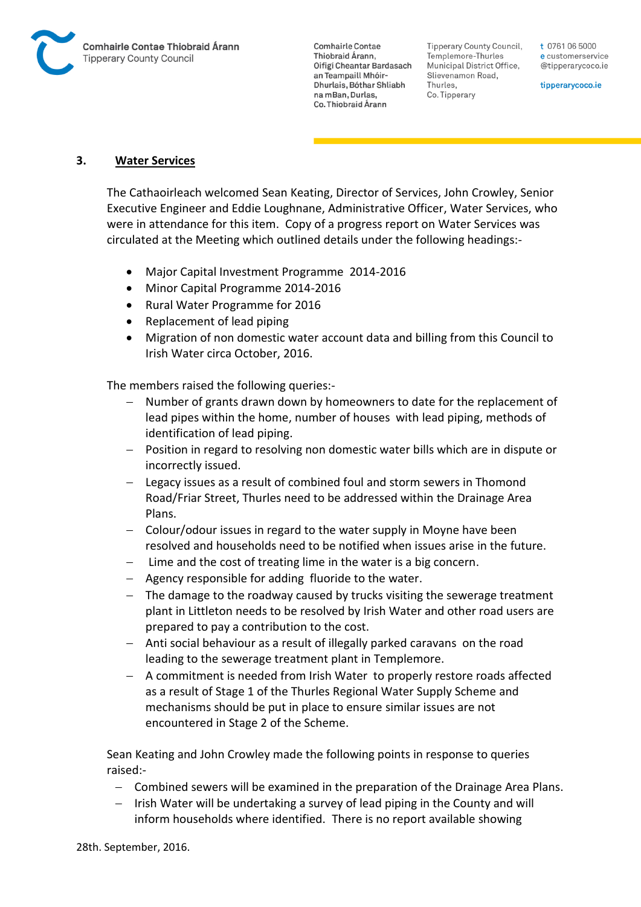## 3. Water Services

The Cathaoirleach welcomed Sean Keating, Director of Services, John Crowley, Senior Executive Engineer and Eddie Loughnane, Administrative Officer, Water Services, who were in attendance for this item. Copy of a progress report on Water Services was circulated at the Meeting which outlined details under the following headings:-

- Major Capital Investment Programme 2014-2016
- Minor Capital Programme 2014-2016
- Rural Water Programme for 2016
- Replacement of lead piping
- Migration of non domestic water account data and billing from this Council to Irish Water circa October, 2016.

The members raised the following queries:-

- Number of grants drawn down by homeowners to date for the replacement of lead pipes within the home, number of houses with lead piping, methods of identification of lead piping.
- Position in regard to resolving non domestic water bills which are in dispute or incorrectly issued.
- Legacy issues as a result of combined foul and storm sewers in Thomond Road/Friar Street, Thurles need to be addressed within the Drainage Area Plans.
- Colour/odour issues in regard to the water supply in Moyne have been resolved and households need to be notified when issues arise in the future.
- Lime and the cost of treating lime in the water is a big concern.
- Agency responsible for adding fluoride to the water.
- The damage to the roadway caused by trucks visiting the sewerage treatment plant in Littleton needs to be resolved by Irish Water and other road users are prepared to pay a contribution to the cost.
- Anti social behaviour as a result of illegally parked caravans on the road leading to the sewerage treatment plant in Templemore.
- A commitment is needed from Irish Water to properly restore roads affected as a result of Stage 1 of the Thurles Regional Water Supply Scheme and mechanisms should be put in place to ensure similar issues are not encountered in Stage 2 of the Scheme.

Sean Keating and John Crowley made the following points in response to queries raised:-

- Combined sewers will be examined in the preparation of the Drainage Area Plans.
- Irish Water will be undertaking a survey of lead piping in the County and will inform households where identified. There is no report available showing

28th. September, 2016.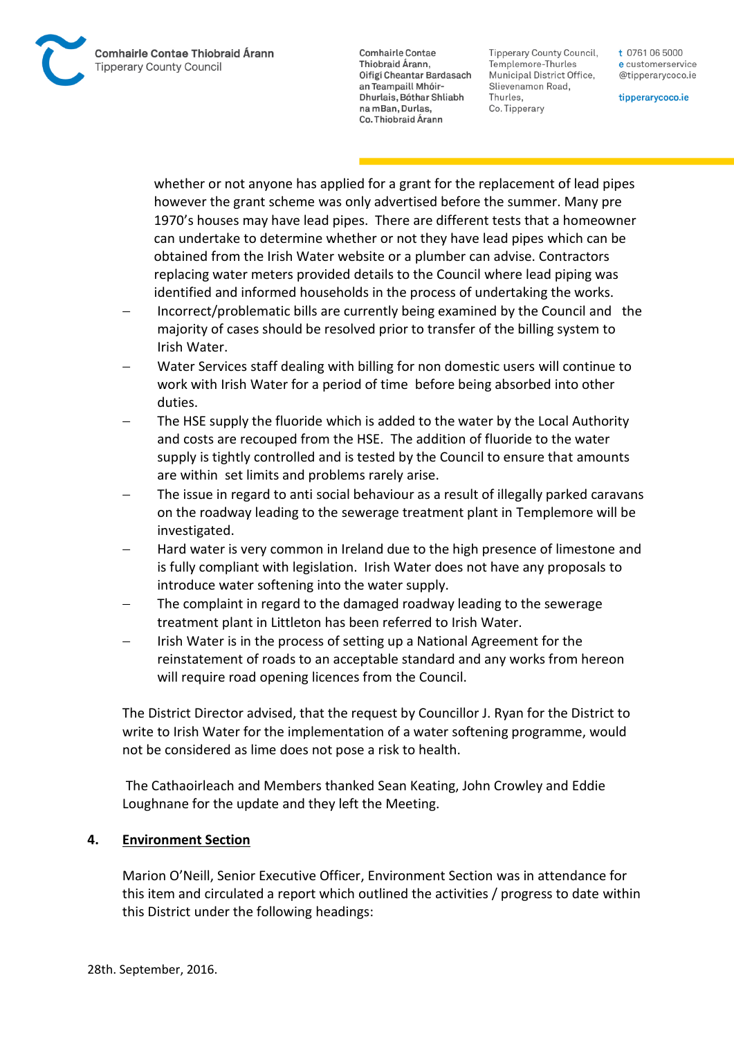whether or not anyone has applied for a grant for the replacement of lead pipes however the grant scheme was only advertised before the summer. Many pre 1970's houses may have lead pipes. There are different tests that a homeowner can undertake to determine whether or not they have lead pipes which can be obtained from the Irish Water website or a plumber can advise. Contractors replacing water meters provided details to the Council where lead piping was identified and informed households in the process of undertaking the works.

- Incorrect/problematic bills are currently being examined by the Council and the majority of cases should be resolved prior to transfer of the billing system to Irish Water.
- Water Services staff dealing with billing for non domestic users will continue to work with Irish Water for a period of time before being absorbed into other duties.
- The HSE supply the fluoride which is added to the water by the Local Authority and costs are recouped from the HSE. The addition of fluoride to the water supply is tightly controlled and is tested by the Council to ensure that amounts are within set limits and problems rarely arise.
- The issue in regard to anti social behaviour as a result of illegally parked caravans on the roadway leading to the sewerage treatment plant in Templemore will be investigated.
- Hard water is very common in Ireland due to the high presence of limestone and is fully compliant with legislation. Irish Water does not have any proposals to introduce water softening into the water supply.
- The complaint in regard to the damaged roadway leading to the sewerage treatment plant in Littleton has been referred to Irish Water.
- Irish Water is in the process of setting up a National Agreement for the reinstatement of roads to an acceptable standard and any works from hereon will require road opening licences from the Council.

The District Director advised, that the request by Councillor J. Ryan for the District to write to Irish Water for the implementation of a water softening programme, would not be considered as lime does not pose a risk to health.

The Cathaoirleach and Members thanked Sean Keating, John Crowley and Eddie Loughnane for the update and they left the Meeting.

## 4. Environment Section

Marion O'Neill, Senior Executive Officer, Environment Section was in attendance for this item and circulated a report which outlined the activities / progress to date within this District under the following headings: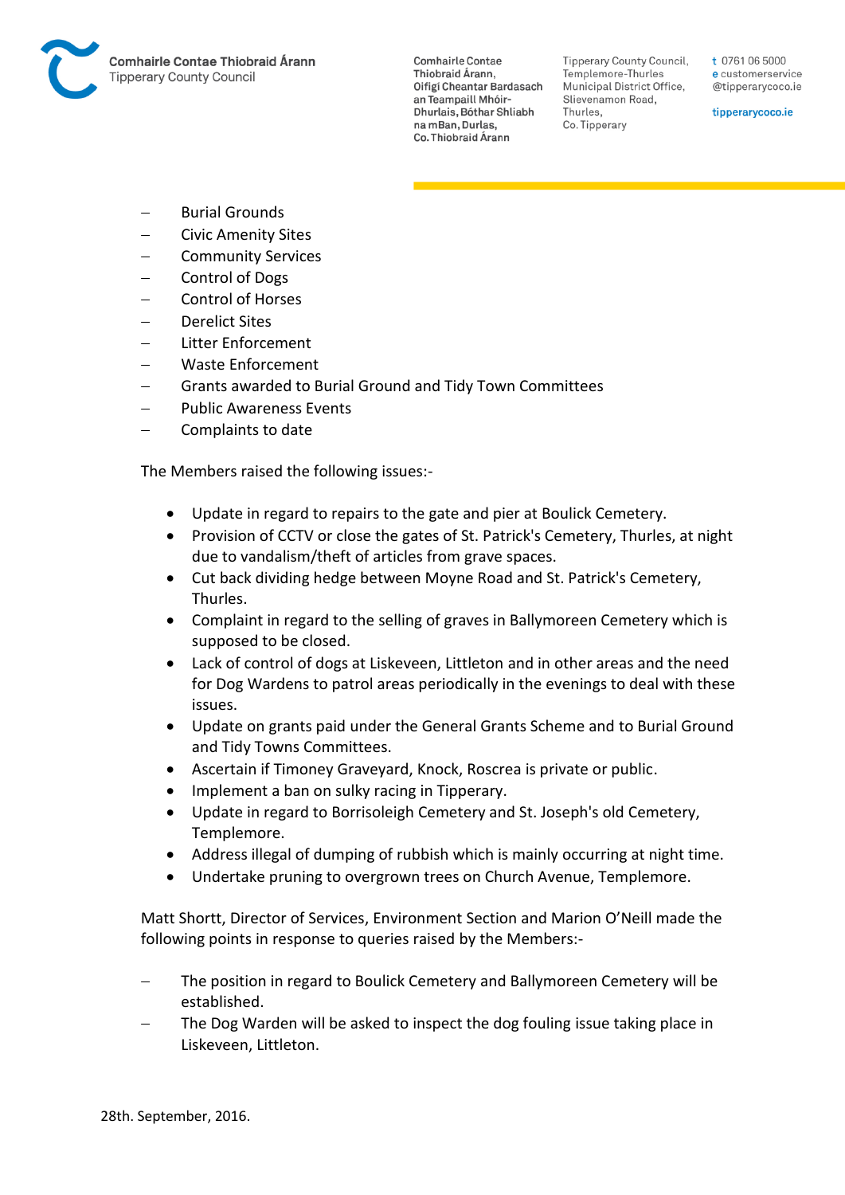- Burial Grounds
- Civic Amenity Sites
- Community Services
- Control of Dogs
- Control of Horses
- Derelict Sites
- Litter Enforcement
- Waste Enforcement
- Grants awarded to Burial Ground and Tidy Town Committees
- Public Awareness Events
- Complaints to date

The Members raised the following issues:-

- Update in regard to repairs to the gate and pier at Boulick Cemetery.
- Provision of CCTV or close the gates of St. Patrick's Cemetery, Thurles, at night due to vandalism/theft of articles from grave spaces.
- Cut back dividing hedge between Moyne Road and St. Patrick's Cemetery, Thurles.
- Complaint in regard to the selling of graves in Ballymoreen Cemetery which is supposed to be closed.
- Lack of control of dogs at Liskeveen, Littleton and in other areas and the need for Dog Wardens to patrol areas periodically in the evenings to deal with these issues.
- Update on grants paid under the General Grants Scheme and to Burial Ground and Tidy Towns Committees.
- Ascertain if Timoney Graveyard, Knock, Roscrea is private or public.
- Implement a ban on sulky racing in Tipperary.
- Update in regard to Borrisoleigh Cemetery and St. Joseph's old Cemetery, Templemore.
- Address illegal of dumping of rubbish which is mainly occurring at night time.
- Undertake pruning to overgrown trees on Church Avenue, Templemore.

Matt Shortt, Director of Services, Environment Section and Marion O'Neill made the following points in response to queries raised by the Members:-

- The position in regard to Boulick Cemetery and Ballymoreen Cemetery will be established.
- The Dog Warden will be asked to inspect the dog fouling issue taking place in Liskeveen, Littleton.

28th. September, 2016.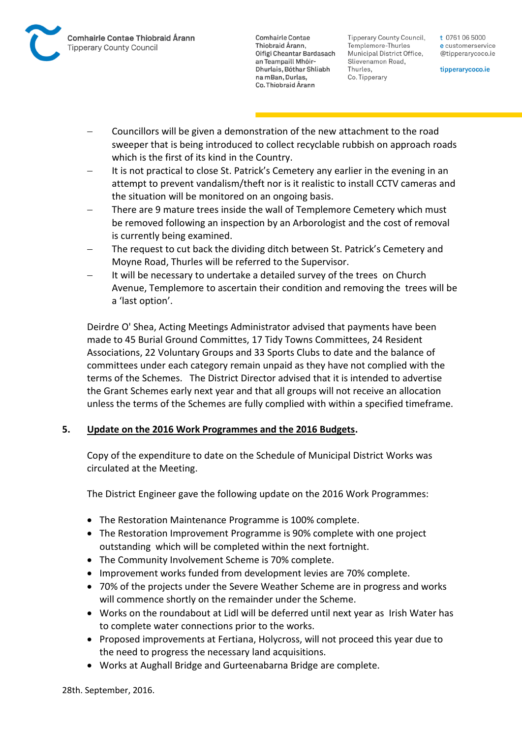- Councillors will be given a demonstration of the new attachment to the road sweeper that is being introduced to collect recyclable rubbish on approach roads which is the first of its kind in the Country.
- It is not practical to close St. Patrick's Cemetery any earlier in the evening in an attempt to prevent vandalism/theft nor is it realistic to install CCTV cameras and the situation will be monitored on an ongoing basis.
- There are 9 mature trees inside the wall of Templemore Cemetery which must be removed following an inspection by an Arborologist and the cost of removal is currently being examined.
- The request to cut back the dividing ditch between St. Patrick's Cemetery and Moyne Road, Thurles will be referred to the Supervisor.
- It will be necessary to undertake a detailed survey of the trees on Church Avenue, Templemore to ascertain their condition and removing the trees will be a 'last option'.

Deirdre O' Shea, Acting Meetings Administrator advised that payments have been made to 45 Burial Ground Committes, 17 Tidy Towns Committees, 24 Resident Associations, 22 Voluntary Groups and 33 Sports Clubs to date and the balance of committees under each category remain unpaid as they have not complied with the terms of the Schemes. The District Director advised that it is intended to advertise the Grant Schemes early next year and that all groups will not receive an allocation unless the terms of the Schemes are fully complied with within a specified timeframe.

**5. <u>Update on the 2016 Work Programmes and the 2016 Budgets</u>.**

Copy of the expenditure to date on the Schedule of Municipal District Works was circulated at the Meeting.

The District Engineer gave the following update on the 2016 Work Programmes:

- The Restoration Maintenance Programme is 100% complete.
- The Restoration Improvement Programme is 90% complete with one project outstanding which will be completed within the next fortnight.
- The Community Involvement Scheme is 70% complete.
- Improvement works funded from development levies are 70% complete.
- 70% of the projects under the Severe Weather Scheme are in progress and works will commence shortly on the remainder under the Scheme.
- Works on the roundabout at Lidl will be deferred until next year as Irish Water has to complete water connections prior to the works.
- Proposed improvements at Fertiana, Holycross, will not proceed this year due to the need to progress the necessary land acquisitions.
- Works at Aughall Bridge and Gurteenabarna Bridge are complete.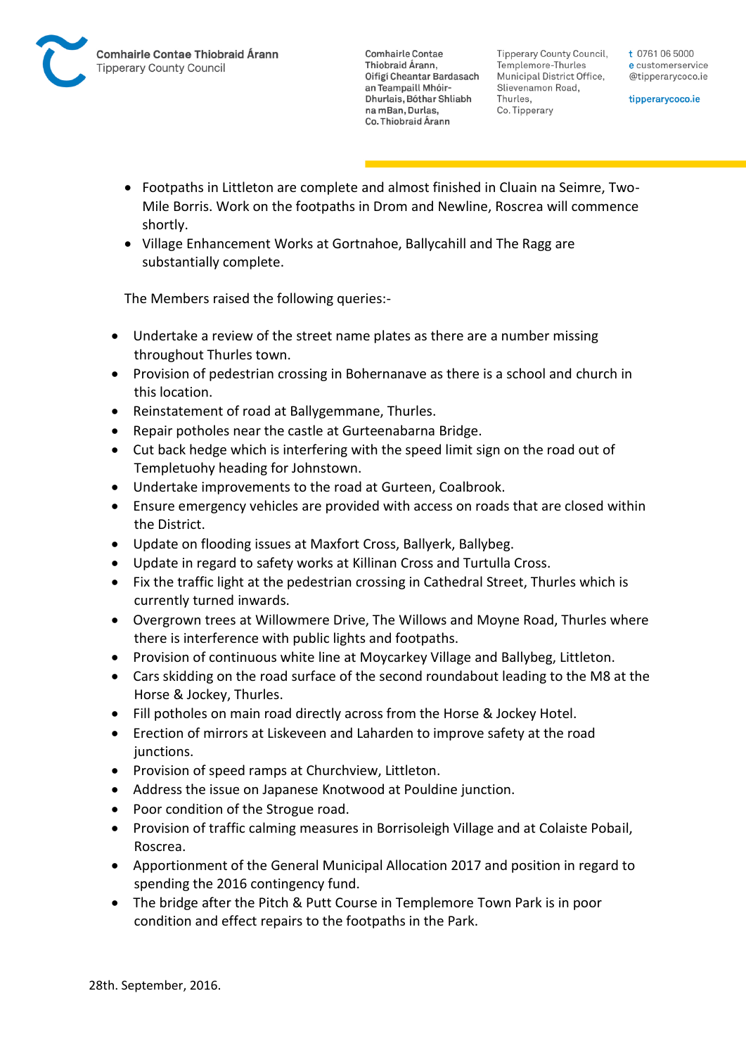- Footpaths in Littleton are complete and almost finished in Cluain na Seimre, Two-Mile Borris. Work on the footpaths in Drom and Newline, Roscrea will commence shortly.
- Village Enhancement Works at Gortnahoe, Ballycahill and The Ragg are substantially complete.

The Members raised the following queries:-

- Undertake a review of the street name plates as there are a number missing throughout Thurles town.
- Provision of pedestrian crossing in Bohernanave as there is a school and church in this location.
- Reinstatement of road at Ballygemmane, Thurles.
- Repair potholes near the castle at Gurteenabarna Bridge.
- Cut back hedge which is interfering with the speed limit sign on the road out of Templetuohy heading for Johnstown.
- Undertake improvements to the road at Gurteen, Coalbrook.
- Ensure emergency vehicles are provided with access on roads that are closed within the District.
- Update on flooding issues at Maxfort Cross, Ballyerk, Ballybeg.
- Update in regard to safety works at Killinan Cross and Turtulla Cross.
- Fix the traffic light at the pedestrian crossing in Cathedral Street, Thurles which is currently turned inwards.
- Overgrown trees at Willowmere Drive, The Willows and Moyne Road, Thurles where there is interference with public lights and footpaths.
- Provision of continuous white line at Moycarkey Village and Ballybeg, Littleton.
- Cars skidding on the road surface of the second roundabout leading to the M8 at the Horse & Jockey, Thurles.
- Fill potholes on main road directly across from the Horse & Jockey Hotel.
- Erection of mirrors at Liskeveen and Laharden to improve safety at the road junctions.
- Provision of speed ramps at Churchview, Littleton.
- Address the issue on Japanese Knotwood at Pouldine junction.
- Poor condition of the Strogue road.
- Provision of traffic calming measures in Borrisoleigh Village and at Colaiste Pobail, Roscrea.
- Apportionment of the General Municipal Allocation 2017 and position in regard to spending the 2016 contingency fund.
- The bridge after the Pitch & Putt Course in Templemore Town Park is in poor condition and effect repairs to the footpaths in the Park.

28th. September, 2016.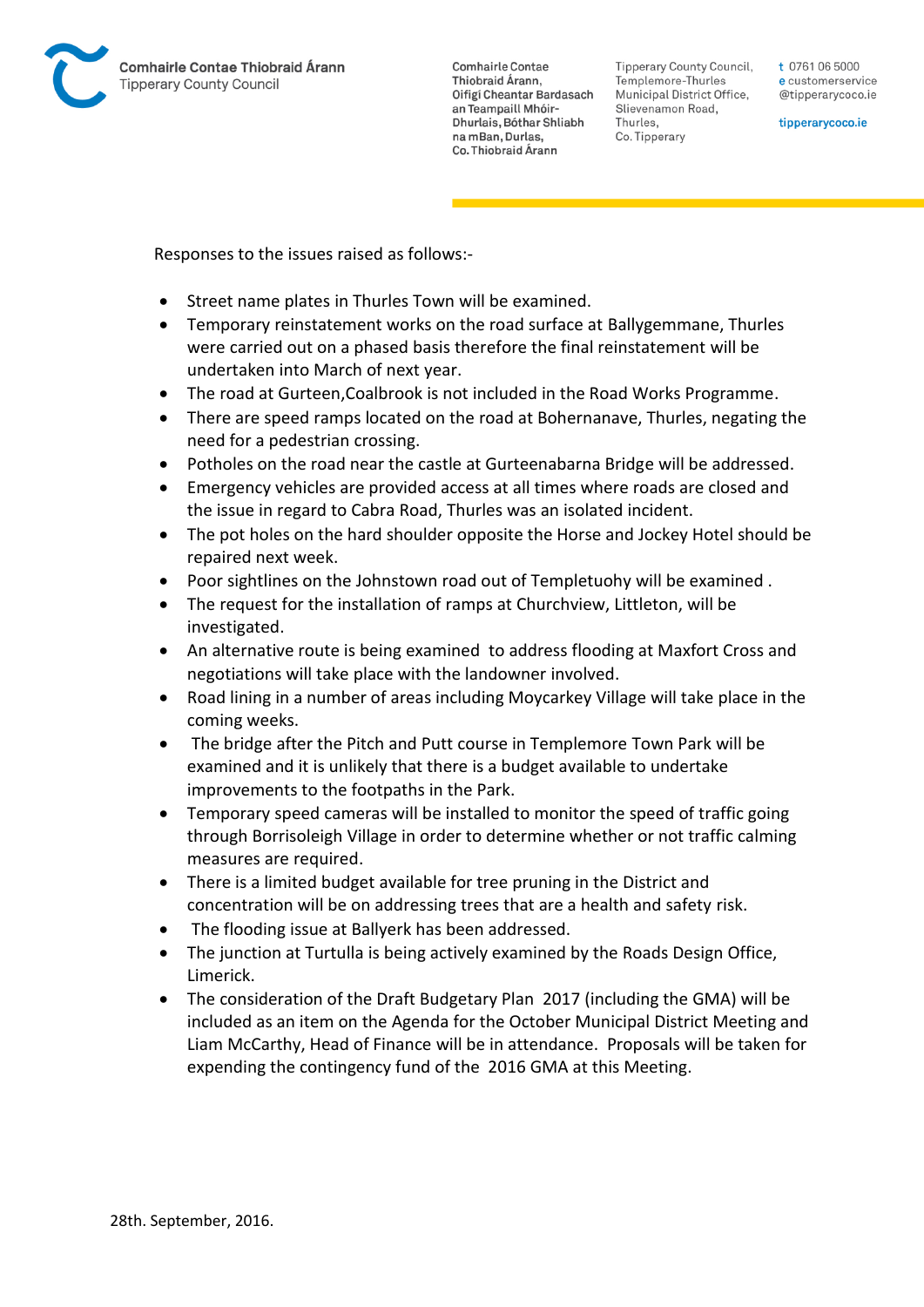Responses to the issues raised as follows:-

- Street name plates in Thurles Town will be examined.
- Temporary reinstatement works on the road surface at Ballygemmane, Thurles were carried out on a phased basis therefore the final reinstatement will be undertaken into March of next year.
- The road at Gurteen,Coalbrook is not included in the Road Works Programme.
- There are speed ramps located on the road at Bohernanave, Thurles, negating the need for a pedestrian crossing.
- Potholes on the road near the castle at Gurteenabarna Bridge will be addressed.
- Emergency vehicles are provided access at all times where roads are closed and the issue in regard to Cabra Road, Thurles was an isolated incident.
- The pot holes on the hard shoulder opposite the Horse and Jockey Hotel should be repaired next week.
- Poor sightlines on the Johnstown road out of Templetuohy will be examined .
- The request for the installation of ramps at Churchview, Littleton, will be investigated.
- An alternative route is being examined to address flooding at Maxfort Cross and negotiations will take place with the landowner involved.
- Road lining in a number of areas including Moycarkey Village will take place in the coming weeks.
- The bridge after the Pitch and Putt course in Templemore Town Park will be examined and it is unlikely that there is a budget available to undertake improvements to the footpaths in the Park.
- Temporary speed cameras will be installed to monitor the speed of traffic going through Borrisoleigh Village in order to determine whether or not traffic calming measures are required.
- There is a limited budget available for tree pruning in the District and concentration will be on addressing trees that are a health and safety risk.
- The flooding issue at Ballyerk has been addressed.
- The junction at Turtulla is being actively examined by the Roads Design Office, Limerick.
- The consideration of the Draft Budgetary Plan 2017 (including the GMA) will be included as an item on the Agenda for the October Municipal District Meeting and Liam McCarthy, Head of Finance will be in attendance. Proposals will be taken for expending the contingency fund of the 2016 GMA at this Meeting.

28th. September, 2016.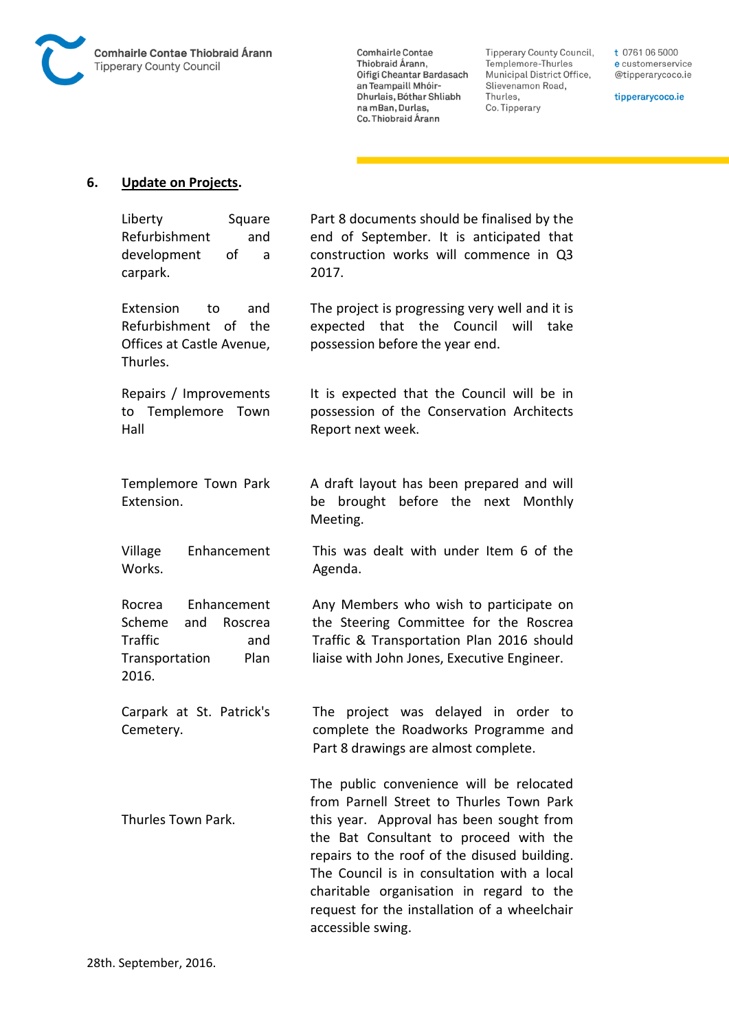## 6. Update on Projects.

| | |
|---|---|
| Liberty Square Refurbishment and development of a carpark. | Part 8 documents should be finalised by the end of September. It is anticipated that construction works will commence in Q3 2017. |
| Extension to and Refurbishment of the Offices at Castle Avenue, Thurles. | The project is progressing very well and it is expected that the Council will take possession before the year end. |
| Repairs / Improvements to Templemore Town Hall | It is expected that the Council will be in possession of the Conservation Architects Report next week. |
| Templemore Town Park Extension. | A draft layout has been prepared and will be brought before the next Monthly Meeting. |
| Village Enhancement Works. | This was dealt with under Item 6 of the Agenda. |
| Rocrea Enhancement Scheme and Roscrea Traffic and Transportation Plan 2016. | Any Members who wish to participate on the Steering Committee for the Roscrea Traffic & Transportation Plan 2016 should liaise with John Jones, Executive Engineer. |
| Carpark at St. Patrick's Cemetery. | The project was delayed in order to complete the Roadworks Programme and Part 8 drawings are almost complete. |
| Thurles Town Park. | The public convenience will be relocated from Parnell Street to Thurles Town Park this year. Approval has been sought from the Bat Consultant to proceed with the repairs to the roof of the disused building. The Council is in consultation with a local charitable organisation in regard to the request for the installation of a wheelchair accessible swing. |

28th. September, 2016.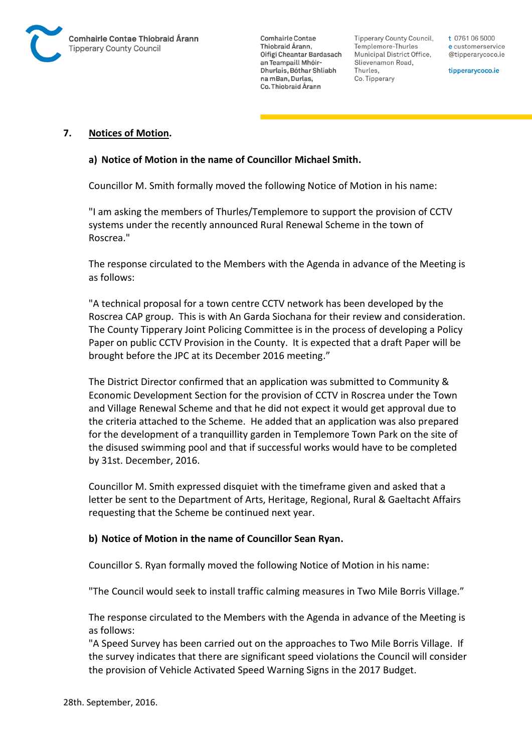## 7. Notices of Motion.

### a) Notice of Motion in the name of Councillor Michael Smith.

Councillor M. Smith formally moved the following Notice of Motion in his name:

"I am asking the members of Thurles/Templemore to support the provision of CCTV systems under the recently announced Rural Renewal Scheme in the town of Roscrea."

The response circulated to the Members with the Agenda in advance of the Meeting is as follows:

"A technical proposal for a town centre CCTV network has been developed by the Roscrea CAP group. This is with An Garda Siochana for their review and consideration. The County Tipperary Joint Policing Committee is in the process of developing a Policy Paper on public CCTV Provision in the County. It is expected that a draft Paper will be brought before the JPC at its December 2016 meeting."

The District Director confirmed that an application was submitted to Community & Economic Development Section for the provision of CCTV in Roscrea under the Town and Village Renewal Scheme and that he did not expect it would get approval due to the criteria attached to the Scheme. He added that an application was also prepared for the development of a tranquillity garden in Templemore Town Park on the site of the disused swimming pool and that if successful works would have to be completed by 31st. December, 2016.

Councillor M. Smith expressed disquiet with the timeframe given and asked that a letter be sent to the Department of Arts, Heritage, Regional, Rural & Gaeltacht Affairs requesting that the Scheme be continued next year.

### b) Notice of Motion in the name of Councillor Sean Ryan.

Councillor S. Ryan formally moved the following Notice of Motion in his name:

"The Council would seek to install traffic calming measures in Two Mile Borris Village."

The response circulated to the Members with the Agenda in advance of the Meeting is as follows:
"A Speed Survey has been carried out on the approaches to Two Mile Borris Village. If the survey indicates that there are significant speed violations the Council will consider the provision of Vehicle Activated Speed Warning Signs in the 2017 Budget.

28th. September, 2016.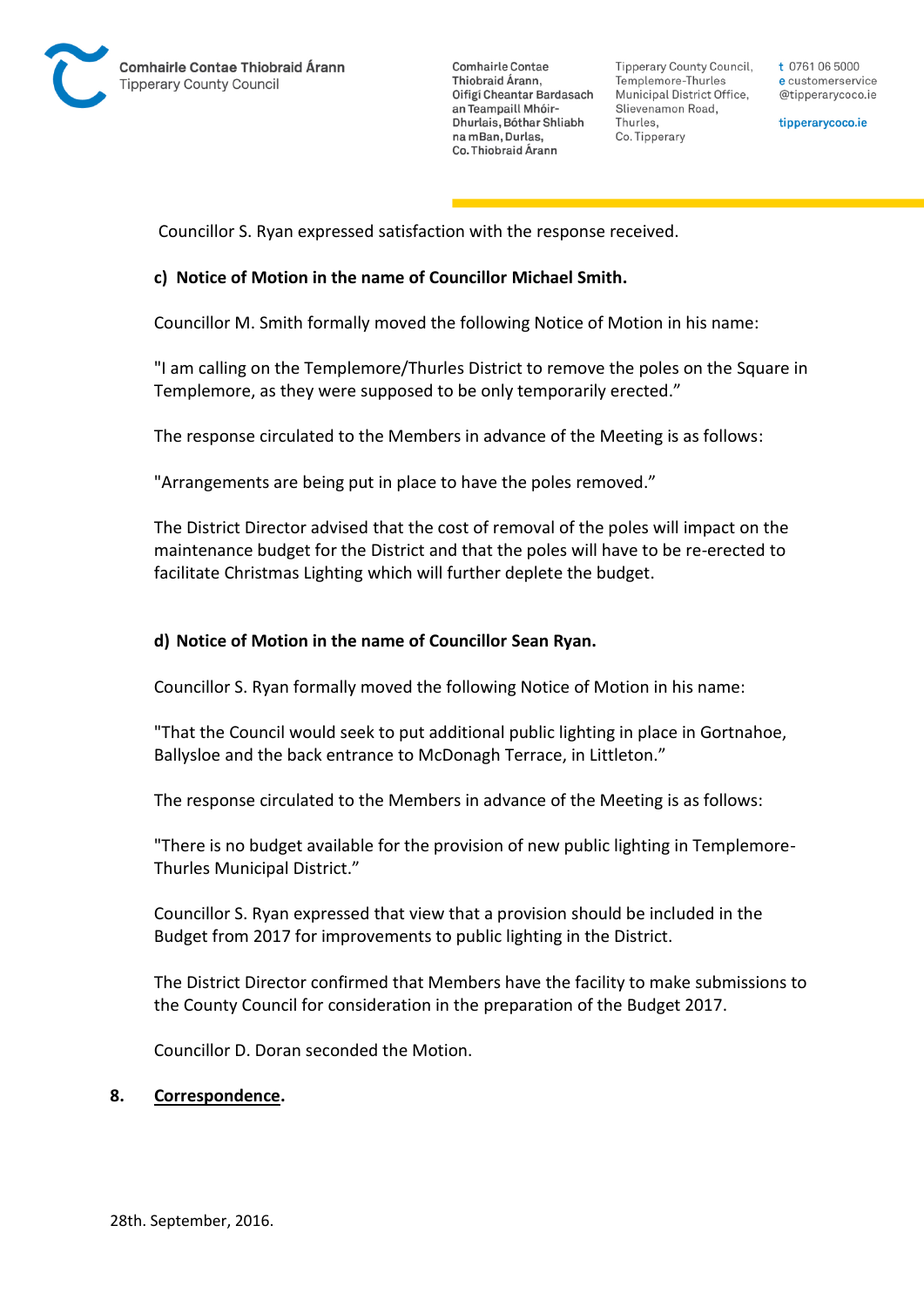Councillor S. Ryan expressed satisfaction with the response received.

**c) Notice of Motion in the name of Councillor Michael Smith.**

Councillor M. Smith formally moved the following Notice of Motion in his name:

"I am calling on the Templemore/Thurles District to remove the poles on the Square in Templemore, as they were supposed to be only temporarily erected."

The response circulated to the Members in advance of the Meeting is as follows:

"Arrangements are being put in place to have the poles removed."

The District Director advised that the cost of removal of the poles will impact on the maintenance budget for the District and that the poles will have to be re-erected to facilitate Christmas Lighting which will further deplete the budget.

**d) Notice of Motion in the name of Councillor Sean Ryan.**

Councillor S. Ryan formally moved the following Notice of Motion in his name:

"That the Council would seek to put additional public lighting in place in Gortnahoe, Ballysloe and the back entrance to McDonagh Terrace, in Littleton."

The response circulated to the Members in advance of the Meeting is as follows:

"There is no budget available for the provision of new public lighting in Templemore-Thurles Municipal District."

Councillor S. Ryan expressed that view that a provision should be included in the Budget from 2017 for improvements to public lighting in the District.

The District Director confirmed that Members have the facility to make submissions to the County Council for consideration in the preparation of the Budget 2017.

Councillor D. Doran seconded the Motion.

**8. <u>Correspondence</u>.**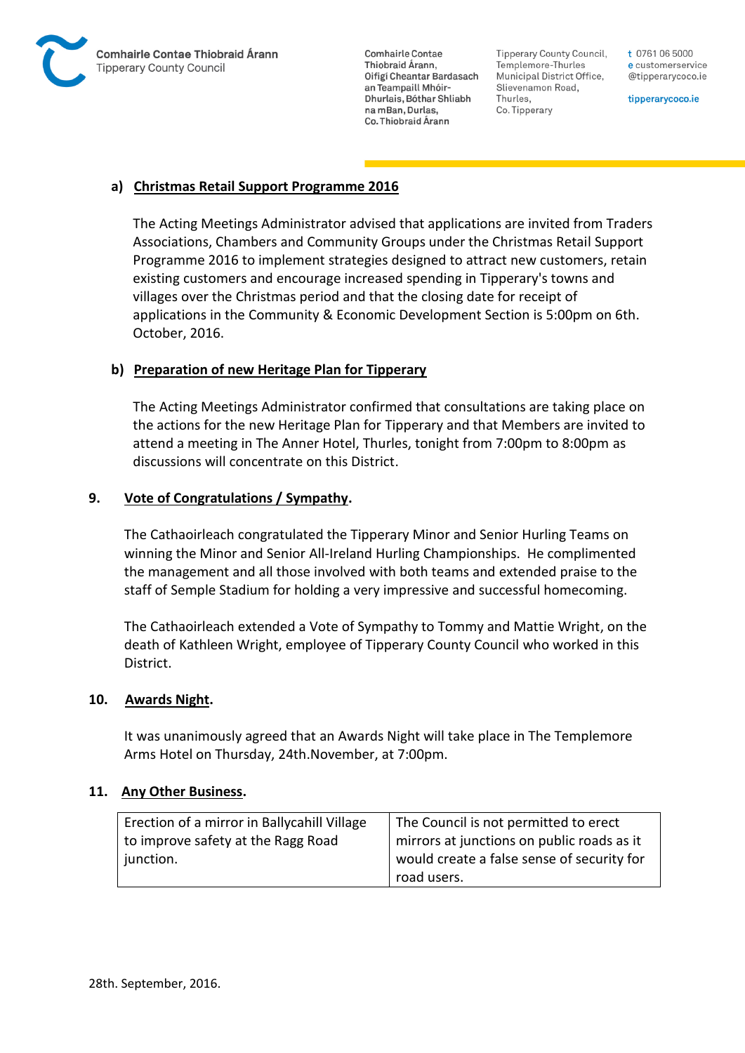**a) Christmas Retail Support Programme 2016**

The Acting Meetings Administrator advised that applications are invited from Traders Associations, Chambers and Community Groups under the Christmas Retail Support Programme 2016 to implement strategies designed to attract new customers, retain existing customers and encourage increased spending in Tipperary's towns and villages over the Christmas period and that the closing date for receipt of applications in the Community & Economic Development Section is 5:00pm on 6th. October, 2016.

**b) Preparation of new Heritage Plan for Tipperary**

The Acting Meetings Administrator confirmed that consultations are taking place on the actions for the new Heritage Plan for Tipperary and that Members are invited to attend a meeting in The Anner Hotel, Thurles, tonight from 7:00pm to 8:00pm as discussions will concentrate on this District.

## 9. Vote of Congratulations / Sympathy.

The Cathaoirleach congratulated the Tipperary Minor and Senior Hurling Teams on winning the Minor and Senior All-Ireland Hurling Championships. He complimented the management and all those involved with both teams and extended praise to the staff of Semple Stadium for holding a very impressive and successful homecoming.

The Cathaoirleach extended a Vote of Sympathy to Tommy and Mattie Wright, on the death of Kathleen Wright, employee of Tipperary County Council who worked in this District.

## 10. Awards Night.

It was unanimously agreed that an Awards Night will take place in The Templemore Arms Hotel on Thursday, 24th.November, at 7:00pm.

## 11. Any Other Business.

| | |
|---|---|
| Erection of a mirror in Ballycahill Village to improve safety at the Ragg Road junction. | The Council is not permitted to erect mirrors at junctions on public roads as it would create a false sense of security for road users. |

28th. September, 2016.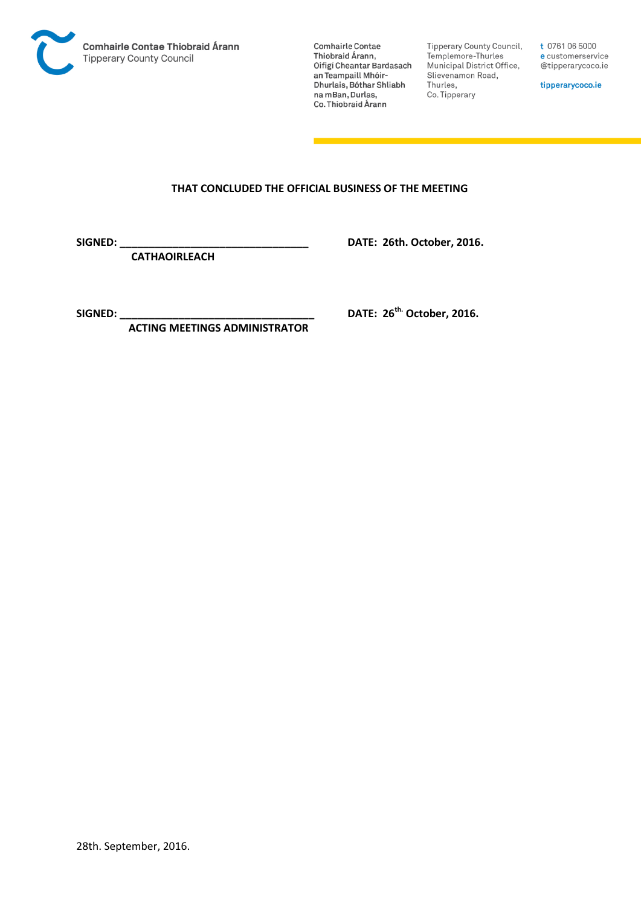Comhairle Contae Thiobraid Árann
Tipperary County Council

Comhairle Contae Thiobraid Árann, Oifigí Cheantar Bardasach an Teampaill Mhóir-Dhurlais, Bóthar Shliabh na mBan, Durlas, Co. Thiobraid Árann

Tipperary County Council, Templemore-Thurles Municipal District Office, Slievenamon Road, Thurles, Co. Tipperary

t 0761 06 5000
e customerservice@tipperarycoco.ie

tipperarycoco.ie

**THAT CONCLUDED THE OFFICIAL BUSINESS OF THE MEETING**

**SIGNED: ________________________________** **DATE: 26th. October, 2016.**
**CATHAOIRLEACH**

**SIGNED: ________________________________** **DATE: 26th. October, 2016.**
**ACTING MEETINGS ADMINISTRATOR**

28th. September, 2016.